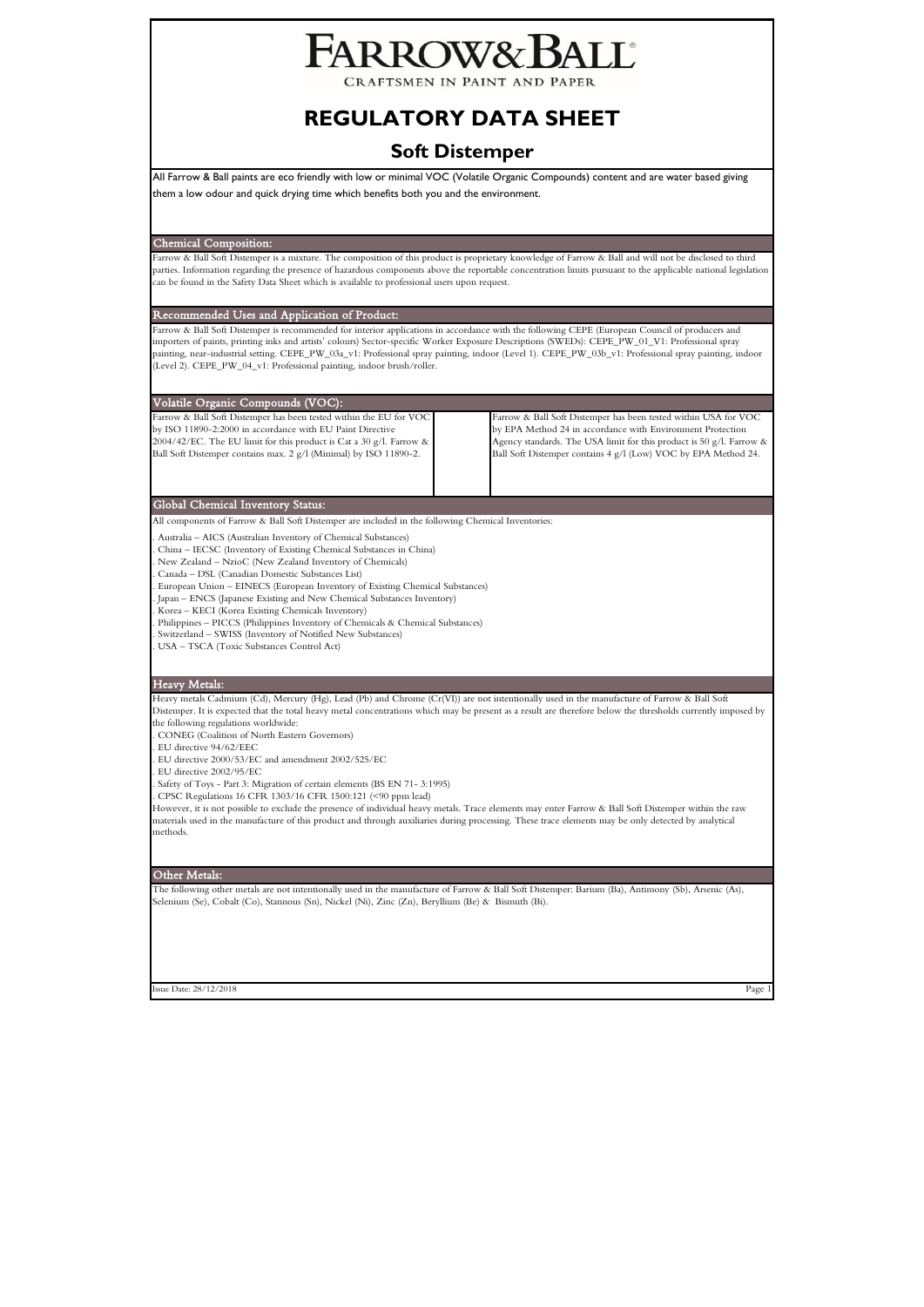# FARROW&BALL®

CRAFTSMEN IN PAINT AND PAPER

# REGULATORY DATA SHEET

## Soft Distemper

All Farrow & Ball paints are eco friendly with low or minimal VOC (Volatile Organic Compounds) content and are water based giving them a low odour and quick drying time which benefits both you and the environment.

### Chemical Composition:

Farrow & Ball Soft Distemper is a mixture. The composition of this product is proprietary knowledge of Farrow & Ball and will not be disclosed to third parties. Information regarding the presence of hazardous components above the reportable concentration limits pursuant to the applicable national legislation can be found in the Safety Data Sheet which is available to professional users upon request.

### Recommended Uses and Application of Product:

Farrow & Ball Soft Distemper is recommended for interior applications in accordance with the following CEPE (European Council of producers and importers of paints, printing inks and artists' colours) Sector-specific Worker Exposure Descriptions (SWEDs): CEPE_PW_01_V1: Professional spray painting, near-industrial setting. CEPE_PW_03a_v1: Professional spray painting, indoor (Level 1). CEPE_PW_03b_v1: Professional spray painting, indoor (Level 2). CEPE_PW_04_v1: Professional painting, indoor brush/roller.

### Volatile Organic Compounds (VOC):

Farrow & Ball Soft Distemper has been tested within the EU for VOC by ISO 11890-2:2000 in accordance with EU Paint Directive 2004/42/EC. The EU limit for this product is Cat a 30 g/l. Farrow & Ball Soft Distemper contains max. 2 g/l (Minimal) by ISO 11890-2.

Farrow & Ball Soft Distemper has been tested within USA for VOC by EPA Method 24 in accordance with Environment Protection Agency standards. The USA limit for this product is 50 g/l. Farrow & Ball Soft Distemper contains 4 g/l (Low) VOC by EPA Method 24.

### Global Chemical Inventory Status:

All components of Farrow & Ball Soft Distemper are included in the following Chemical Inventories:

- Australia – AICS (Australian Inventory of Chemical Substances)
- China – IECSC (Inventory of Existing Chemical Substances in China)
- New Zealand – NzioC (New Zealand Inventory of Chemicals)
- Canada – DSL (Canadian Domestic Substances List)
- European Union – EINECS (European Inventory of Existing Chemical Substances)
- Japan – ENCS (Japanese Existing and New Chemical Substances Inventory)
- Korea – KECI (Korea Existing Chemicals Inventory)
- Philippines – PICCS (Philippines Inventory of Chemicals & Chemical Substances)
- Switzerland – SWISS (Inventory of Notified New Substances)
- USA – TSCA (Toxic Substances Control Act)

### Heavy Metals:

Heavy metals Cadmium (Cd), Mercury (Hg), Lead (Pb) and Chrome (Cr(VI)) are not intentionally used in the manufacture of Farrow & Ball Soft Distemper. It is expected that the total heavy metal concentrations which may be present as a result are therefore below the thresholds currently imposed by the following regulations worldwide:

- CONEG (Coalition of North Eastern Governors)
- EU directive 94/62/EEC
- EU directive 2000/53/EC and amendment 2002/525/EC
- EU directive 2002/95/EC
- Safety of Toys - Part 3: Migration of certain elements (BS EN 71- 3:1995)
- CPSC Regulations 16 CFR 1303/16 CFR 1500:121 (<90 ppm lead)

However, it is not possible to exclude the presence of individual heavy metals. Trace elements may enter Farrow & Ball Soft Distemper within the raw materials used in the manufacture of this product and through auxiliaries during processing. These trace elements may be only detected by analytical methods.

### Other Metals:

The following other metals are not intentionally used in the manufacture of Farrow & Ball Soft Distemper: Barium (Ba), Antimony (Sb), Arsenic (As), Selenium (Se), Cobalt (Co), Stannous (Sn), Nickel (Ni), Zinc (Zn), Beryllium (Be) & Bismuth (Bi).

Issue Date: 28/12/2018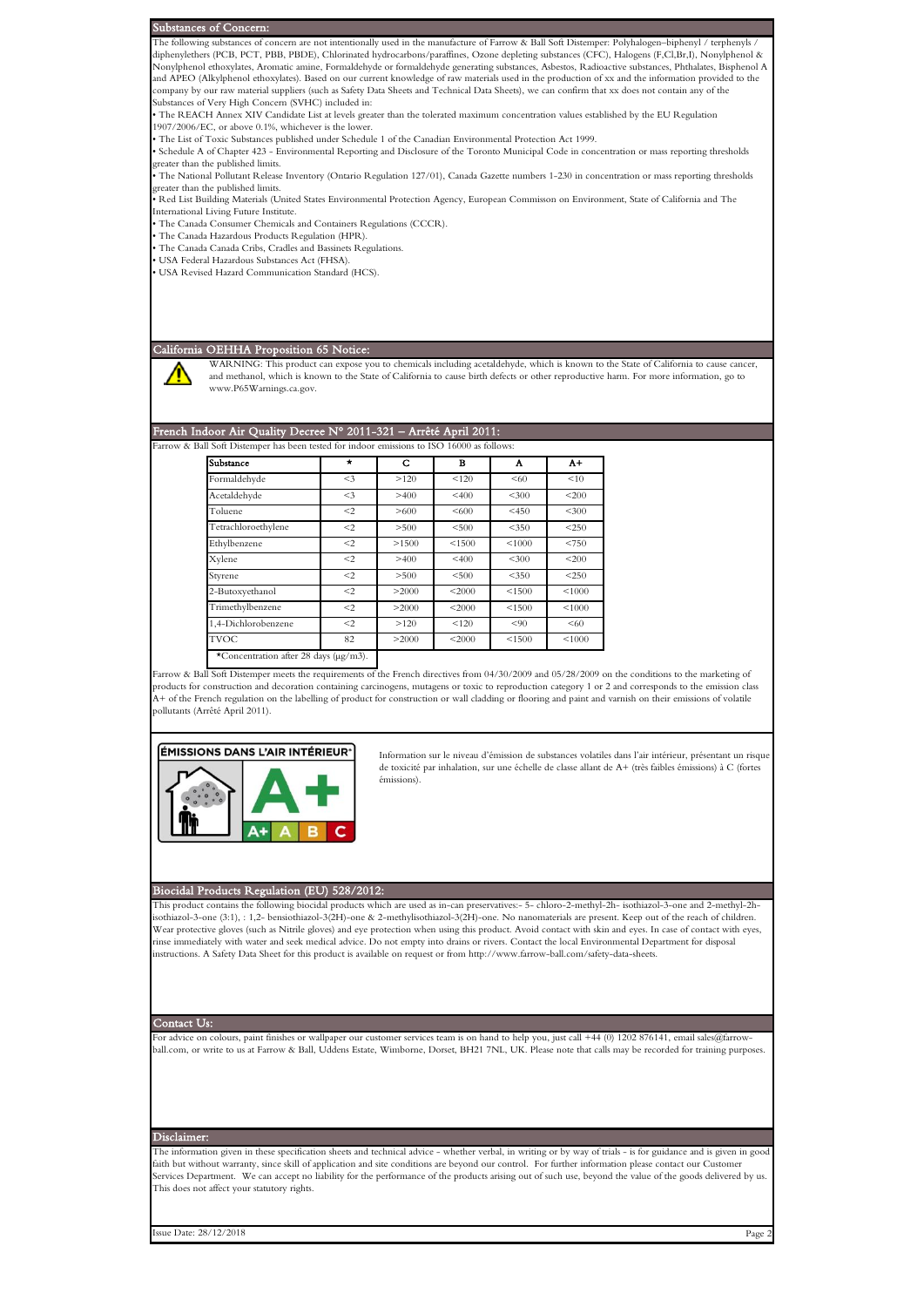## Substances of Concern:

The following substances of concern are not intentionally used in the manufacture of Farrow & Ball Soft Distemper: Polyhalogen–biphenyl / terphenyls / diphenylethers (PCB, PCT, PBB, PBDE), Chlorinated hydrocarbons/paraffines, Ozone depleting substances (CFC), Halogens (F,Cl,Br,I), Nonylphenol & Nonylphenol ethoxylates, Aromatic amine, Formaldehyde or formaldehyde generating substances, Asbestos, Radioactive substances, Phthalates, Bisphenol A and APEO (Alkylphenol ethoxylates). Based on our current knowledge of raw materials used in the production of xx and the information provided to the company by our raw material suppliers (such as Safety Data Sheets and Technical Data Sheets), we can confirm that xx does not contain any of the Substances of Very High Concern (SVHC) included in:

- The REACH Annex XIV Candidate List at levels greater than the tolerated maximum concentration values established by the EU Regulation 1907/2006/EC, or above 0.1%, whichever is the lower.
- The List of Toxic Substances published under Schedule 1 of the Canadian Environmental Protection Act 1999.
- Schedule A of Chapter 423 - Environmental Reporting and Disclosure of the Toronto Municipal Code in concentration or mass reporting thresholds greater than the published limits.
- The National Pollutant Release Inventory (Ontario Regulation 127/01), Canada Gazette numbers 1-230 in concentration or mass reporting thresholds greater than the published limits.
- Red List Building Materials (United States Environmental Protection Agency, European Commisson on Environment, State of California and The International Living Future Institute.
- The Canada Consumer Chemicals and Containers Regulations (CCCR).
- The Canada Hazardous Products Regulation (HPR).
- The Canada Canada Cribs, Cradles and Bassinets Regulations.
- USA Federal Hazardous Substances Act (FHSA).
- USA Revised Hazard Communication Standard (HCS).

## California OEHHA Proposition 65 Notice:

WARNING: This product can expose you to chemicals including acetaldehyde, which is known to the State of California to cause cancer, and methanol, which is known to the State of California to cause birth defects or other reproductive harm. For more information, go to www.P65Warnings.ca.gov.

## French Indoor Air Quality Decree N° 2011-321 – Arrêté April 2011:

Farrow & Ball Soft Distemper has been tested for indoor emissions to ISO 16000 as follows:

| Substance | * | C | B | A | A+ |
|---|---|---|---|---|---|
| Formaldehyde | <3 | >120 | <120 | <60 | <10 |
| Acetaldehyde | <3 | >400 | <400 | <300 | <200 |
| Toluene | <2 | >600 | <600 | <450 | <300 |
| Tetrachloroethylene | <2 | >500 | <500 | <350 | <250 |
| Ethylbenzene | <2 | >1500 | <1500 | <1000 | <750 |
| Xylene | <2 | >400 | <400 | <300 | <200 |
| Styrene | <2 | >500 | <500 | <350 | <250 |
| 2-Butoxyethanol | <2 | >2000 | <2000 | <1500 | <1000 |
| Trimethylbenzene | <2 | >2000 | <2000 | <1500 | <1000 |
| 1,4-Dichlorobenzene | <2 | >120 | <120 | <90 | <60 |
| TVOC | 82 | >2000 | <2000 | <1500 | <1000 |

*Concentration after 28 days (µg/m3).

Farrow & Ball Soft Distemper meets the requirements of the French directives from 04/30/2009 and 05/28/2009 on the conditions to the marketing of products for construction and decoration containing carcinogens, mutagens or toxic to reproduction category 1 or 2 and corresponds to the emission class A+ of the French regulation on the labelling of product for construction or wall cladding or flooring and paint and varnish on their emissions of volatile pollutants (Arrêté April 2011).

ÉMISSIONS DANS L'AIR INTÉRIEUR*

A+

A+ A B C

Information sur le niveau d'émission de substances volatiles dans l'air intérieur, présentant un risque de toxicité par inhalation, sur une échelle de classe allant de A+ (très faibles émissions) à C (fortes émissions).

## Biocidal Products Regulation (EU) 528/2012:

This product contains the following biocidal products which are used as in-can preservatives:- 5- chloro-2-methyl-2h- isothiazol-3-one and 2-methyl-2h-isothiazol-3-one (3:1), : 1,2- bensiothiazol-3(2H)-one & 2-methylisothiazol-3(2H)-one. No nanomaterials are present. Keep out of the reach of children. Wear protective gloves (such as Nitrile gloves) and eye protection when using this product. Avoid contact with skin and eyes. In case of contact with eyes, rinse immediately with water and seek medical advice. Do not empty into drains or rivers. Contact the local Environmental Department for disposal instructions. A Safety Data Sheet for this product is available on request or from http://www.farrow-ball.com/safety-data-sheets.

## Contact Us:

For advice on colours, paint finishes or wallpaper our customer services team is on hand to help you, just call +44 (0) 1202 876141, email sales@farrow-ball.com, or write to us at Farrow & Ball, Uddens Estate, Wimborne, Dorset, BH21 7NL, UK. Please note that calls may be recorded for training purposes.

## Disclaimer:

The information given in these specification sheets and technical advice - whether verbal, in writing or by way of trials - is for guidance and is given in good faith but without warranty, since skill of application and site conditions are beyond our control. For further information please contact our Customer Services Department. We can accept no liability for the performance of the products arising out of such use, beyond the value of the goods delivered by us. This does not affect your statutory rights.

Issue Date: 28/12/2018